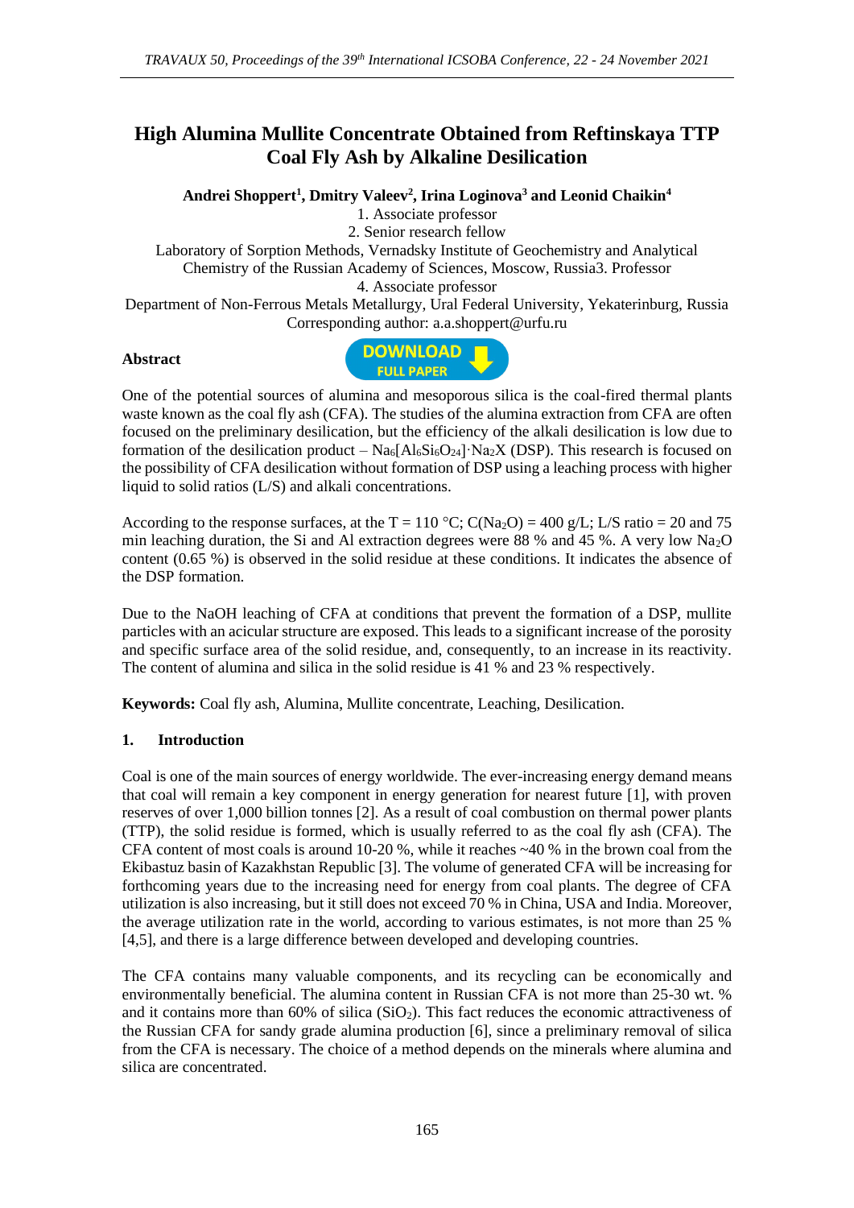# High Alumina Mullite Concentrate Obtained from Reftinskaya TTP Coal Fly Ash by Alkaline Desilication

**Andrei Shoppert[1], Dmitry Valeev[2], Irina Loginova[3] and Leonid Chaikin[4]**

1. Associate professor
2. Senior research fellow

Laboratory of Sorption Methods, Vernadsky Institute of Geochemistry and Analytical Chemistry of the Russian Academy of Sciences, Moscow, Russia3. Professor

4. Associate professor

Department of Non-Ferrous Metals Metallurgy, Ural Federal University, Yekaterinburg, Russia

Corresponding author: a.a.shoppert@urfu.ru

**Abstract**

One of the potential sources of alumina and mesoporous silica is the coal-fired thermal plants waste known as the coal fly ash (CFA). The studies of the alumina extraction from CFA are often focused on the preliminary desilication, but the efficiency of the alkali desilication is low due to formation of the desilication product – $Na_6[Al_6Si_6O_{24}]\cdot Na_2X$ (DSP). This research is focused on the possibility of CFA desilication without formation of DSP using a leaching process with higher liquid to solid ratios (L/S) and alkali concentrations.

According to the response surfaces, at the T = 110 °C; $C(Na_2O)$ = 400 g/L; L/S ratio = 20 and 75 min leaching duration, the Si and Al extraction degrees were 88 % and 45 %. A very low $Na_2O$ content (0.65 %) is observed in the solid residue at these conditions. It indicates the absence of the DSP formation.

Due to the NaOH leaching of CFA at conditions that prevent the formation of a DSP, mullite particles with an acicular structure are exposed. This leads to a significant increase of the porosity and specific surface area of the solid residue, and, consequently, to an increase in its reactivity. The content of alumina and silica in the solid residue is 41 % and 23 % respectively.

**Keywords:** Coal fly ash, Alumina, Mullite concentrate, Leaching, Desilication.

## 1. Introduction

Coal is one of the main sources of energy worldwide. The ever-increasing energy demand means that coal will remain a key component in energy generation for nearest future [1], with proven reserves of over 1,000 billion tonnes [2]. As a result of coal combustion on thermal power plants (TTP), the solid residue is formed, which is usually referred to as the coal fly ash (CFA). The CFA content of most coals is around 10-20 %, while it reaches ~40 % in the brown coal from the Ekibastuz basin of Kazakhstan Republic [3]. The volume of generated CFA will be increasing for forthcoming years due to the increasing need for energy from coal plants. The degree of CFA utilization is also increasing, but it still does not exceed 70 % in China, USA and India. Moreover, the average utilization rate in the world, according to various estimates, is not more than 25 % [4,5], and there is a large difference between developed and developing countries.

The CFA contains many valuable components, and its recycling can be economically and environmentally beneficial. The alumina content in Russian CFA is not more than 25-30 wt. % and it contains more than 60% of silica ($SiO_2$). This fact reduces the economic attractiveness of the Russian CFA for sandy grade alumina production [6], since a preliminary removal of silica from the CFA is necessary. The choice of a method depends on the minerals where alumina and silica are concentrated.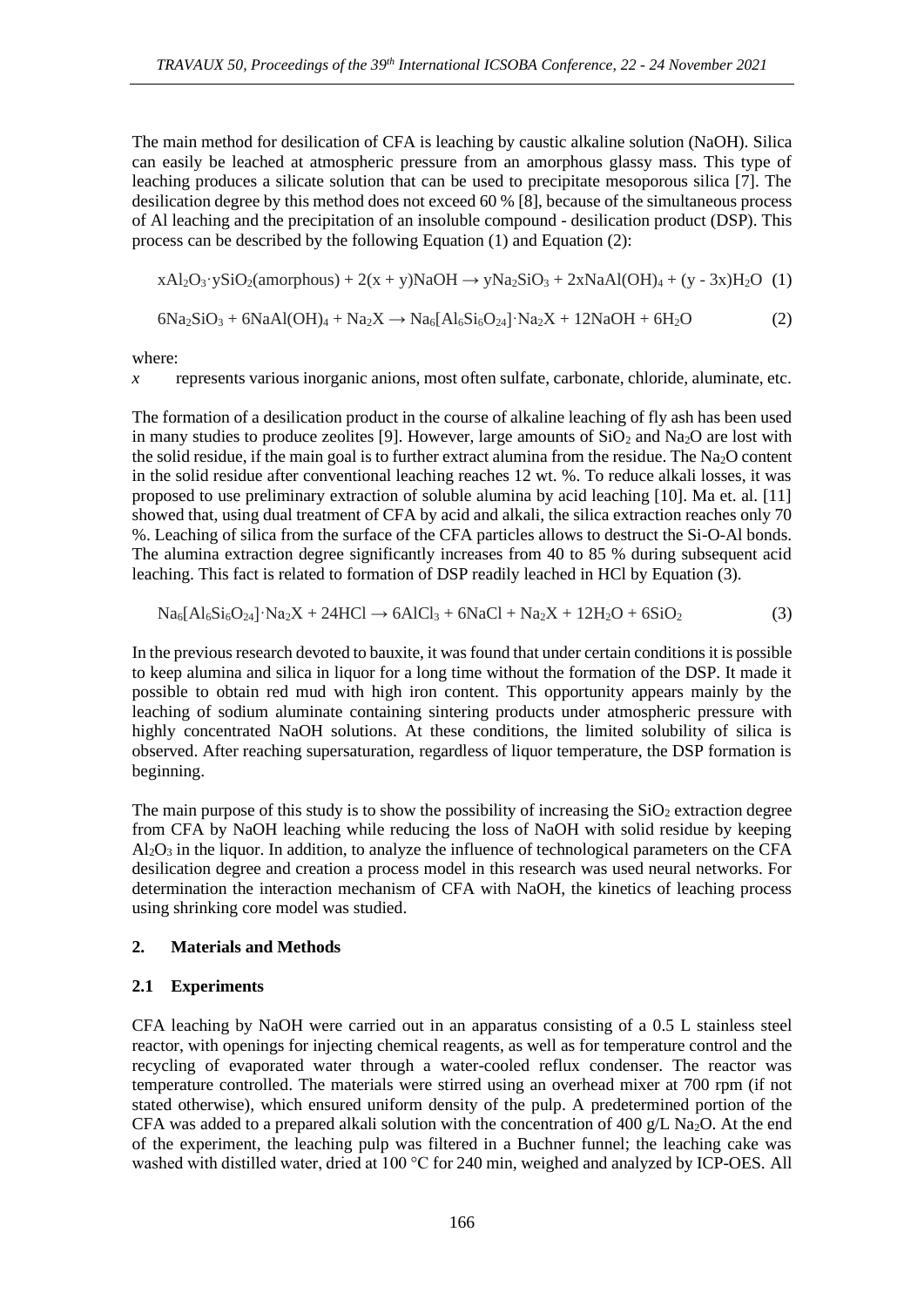The main method for desilication of CFA is leaching by caustic alkaline solution (NaOH). Silica can easily be leached at atmospheric pressure from an amorphous glassy mass. This type of leaching produces a silicate solution that can be used to precipitate mesoporous silica [7]. The desilication degree by this method does not exceed 60 % [8], because of the simultaneous process of Al leaching and the precipitation of an insoluble compound - desilication product (DSP). This process can be described by the following Equation (1) and Equation (2):

$$xAl_2O_3 \cdot ySiO_2(\text{amorphous}) + 2(x + y)NaOH \rightarrow yNa_2SiO_3 + 2xNaAl(OH)_4 + (y - 3x)H_2O \quad (1)$$

$$6Na_2SiO_3 + 6NaAl(OH)_4 + Na_2X \rightarrow Na_6[Al_6Si_6O_{24}] \cdot Na_2X + 12NaOH + 6H_2O \quad (2)$$

where:

*x* represents various inorganic anions, most often sulfate, carbonate, chloride, aluminate, etc.

The formation of a desilication product in the course of alkaline leaching of fly ash has been used in many studies to produce zeolites [9]. However, large amounts of $SiO_2$ and $Na_2O$ are lost with the solid residue, if the main goal is to further extract alumina from the residue. The $Na_2O$ content in the solid residue after conventional leaching reaches 12 wt. %. To reduce alkali losses, it was proposed to use preliminary extraction of soluble alumina by acid leaching [10]. Ma et. al. [11] showed that, using dual treatment of CFA by acid and alkali, the silica extraction reaches only 70 %. Leaching of silica from the surface of the CFA particles allows to destruct the Si-O-Al bonds. The alumina extraction degree significantly increases from 40 to 85 % during subsequent acid leaching. This fact is related to formation of DSP readily leached in HCl by Equation (3).

$$Na_6[Al_6Si_6O_{24}] \cdot Na_2X + 24HCl \rightarrow 6AlCl_3 + 6NaCl + Na_2X + 12H_2O + 6SiO_2 \quad (3)$$

In the previous research devoted to bauxite, it was found that under certain conditions it is possible to keep alumina and silica in liquor for a long time without the formation of the DSP. It made it possible to obtain red mud with high iron content. This opportunity appears mainly by the leaching of sodium aluminate containing sintering products under atmospheric pressure with highly concentrated NaOH solutions. At these conditions, the limited solubility of silica is observed. After reaching supersaturation, regardless of liquor temperature, the DSP formation is beginning.

The main purpose of this study is to show the possibility of increasing the $SiO_2$ extraction degree from CFA by NaOH leaching while reducing the loss of NaOH with solid residue by keeping $Al_2O_3$ in the liquor. In addition, to analyze the influence of technological parameters on the CFA desilication degree and creation a process model in this research was used neural networks. For determination the interaction mechanism of CFA with NaOH, the kinetics of leaching process using shrinking core model was studied.

## 2. Materials and Methods

### 2.1 Experiments

CFA leaching by NaOH were carried out in an apparatus consisting of a 0.5 L stainless steel reactor, with openings for injecting chemical reagents, as well as for temperature control and the recycling of evaporated water through a water-cooled reflux condenser. The reactor was temperature controlled. The materials were stirred using an overhead mixer at 700 rpm (if not stated otherwise), which ensured uniform density of the pulp. A predetermined portion of the CFA was added to a prepared alkali solution with the concentration of 400 g/L $Na_2O$. At the end of the experiment, the leaching pulp was filtered in a Buchner funnel; the leaching cake was washed with distilled water, dried at 100 °C for 240 min, weighed and analyzed by ICP-OES. All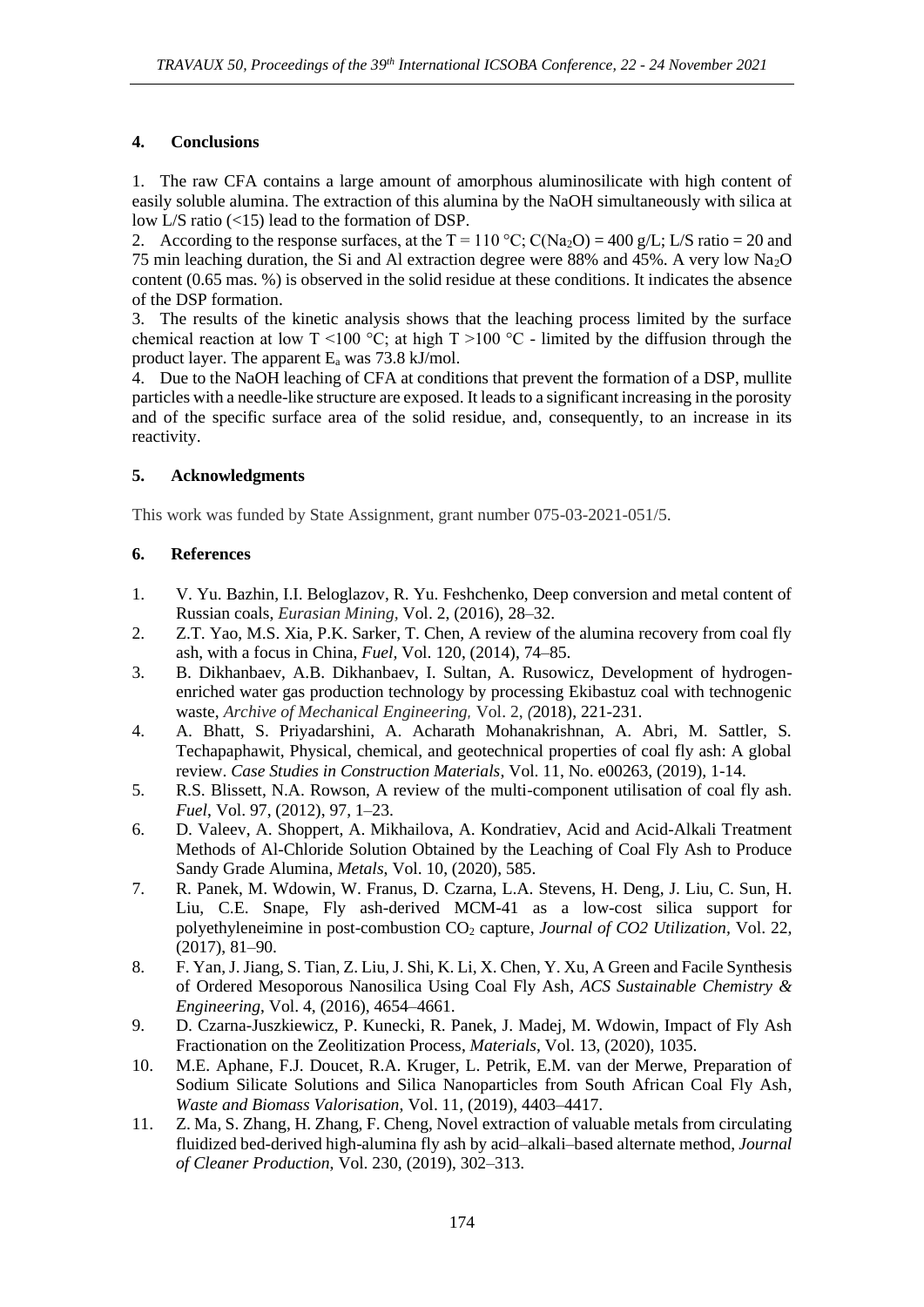## 4. Conclusions

1. The raw CFA contains a large amount of amorphous aluminosilicate with high content of easily soluble alumina. The extraction of this alumina by the NaOH simultaneously with silica at low L/S ratio (<15) lead to the formation of DSP.
2. According to the response surfaces, at the T = 110 °C; $C(Na_2O)$ = 400 g/L; L/S ratio = 20 and 75 min leaching duration, the Si and Al extraction degree were 88% and 45%. A very low $Na_2O$ content (0.65 mas. %) is observed in the solid residue at these conditions. It indicates the absence of the DSP formation.
3. The results of the kinetic analysis shows that the leaching process limited by the surface chemical reaction at low T <100 °C; at high T >100 °C - limited by the diffusion through the product layer. The apparent $E_a$ was 73.8 kJ/mol.
4. Due to the NaOH leaching of CFA at conditions that prevent the formation of a DSP, mullite particles with a needle-like structure are exposed. It leads to a significant increasing in the porosity and of the specific surface area of the solid residue, and, consequently, to an increase in its reactivity.

## 5. Acknowledgments

This work was funded by State Assignment, grant number 075-03-2021-051/5.

## 6. References

1. V. Yu. Bazhin, I.I. Beloglazov, R. Yu. Feshchenko, Deep conversion and metal content of Russian coals, *Eurasian Mining*, Vol. 2, (2016), 28–32.
2. Z.T. Yao, M.S. Xia, P.K. Sarker, T. Chen, A review of the alumina recovery from coal fly ash, with a focus in China, *Fuel*, Vol. 120, (2014), 74–85.
3. B. Dikhanbaev, A.B. Dikhanbaev, I. Sultan, A. Rusowicz, Development of hydrogen-enriched water gas production technology by processing Ekibastuz coal with technogenic waste, *Archive of Mechanical Engineering*, Vol. 2, *(*2018), 221-231.
4. A. Bhatt, S. Priyadarshini, A. Acharath Mohanakrishnan, A. Abri, M. Sattler, S. Techapaphawit, Physical, chemical, and geotechnical properties of coal fly ash: A global review. *Case Studies in Construction Materials*, Vol. 11, No. e00263, (2019), 1-14.
5. R.S. Blissett, N.A. Rowson, A review of the multi-component utilisation of coal fly ash. *Fuel*, Vol. 97, (2012), 97, 1–23.
6. D. Valeev, A. Shoppert, A. Mikhailova, A. Kondratiev, Acid and Acid-Alkali Treatment Methods of Al-Chloride Solution Obtained by the Leaching of Coal Fly Ash to Produce Sandy Grade Alumina, *Metals*, Vol. 10, (2020), 585.
7. R. Panek, M. Wdowin, W. Franus, D. Czarna, L.A. Stevens, H. Deng, J. Liu, C. Sun, H. Liu, C.E. Snape, Fly ash-derived MCM-41 as a low-cost silica support for polyethyleneimine in post-combustion $CO_2$ capture, *Journal of CO2 Utilization*, Vol. 22, (2017), 81–90.
8. F. Yan, J. Jiang, S. Tian, Z. Liu, J. Shi, K. Li, X. Chen, Y. Xu, A Green and Facile Synthesis of Ordered Mesoporous Nanosilica Using Coal Fly Ash, *ACS Sustainable Chemistry & Engineering*, Vol. 4, (2016), 4654–4661.
9. D. Czarna-Juszkiewicz, P. Kunecki, R. Panek, J. Madej, M. Wdowin, Impact of Fly Ash Fractionation on the Zeolitization Process, *Materials*, Vol. 13, (2020), 1035.
10. M.E. Aphane, F.J. Doucet, R.A. Kruger, L. Petrik, E.M. van der Merwe, Preparation of Sodium Silicate Solutions and Silica Nanoparticles from South African Coal Fly Ash, *Waste and Biomass Valorisation*, Vol. 11, (2019), 4403–4417.
11. Z. Ma, S. Zhang, H. Zhang, F. Cheng, Novel extraction of valuable metals from circulating fluidized bed-derived high-alumina fly ash by acid–alkali–based alternate method, *Journal of Cleaner Production*, Vol. 230, (2019), 302–313.